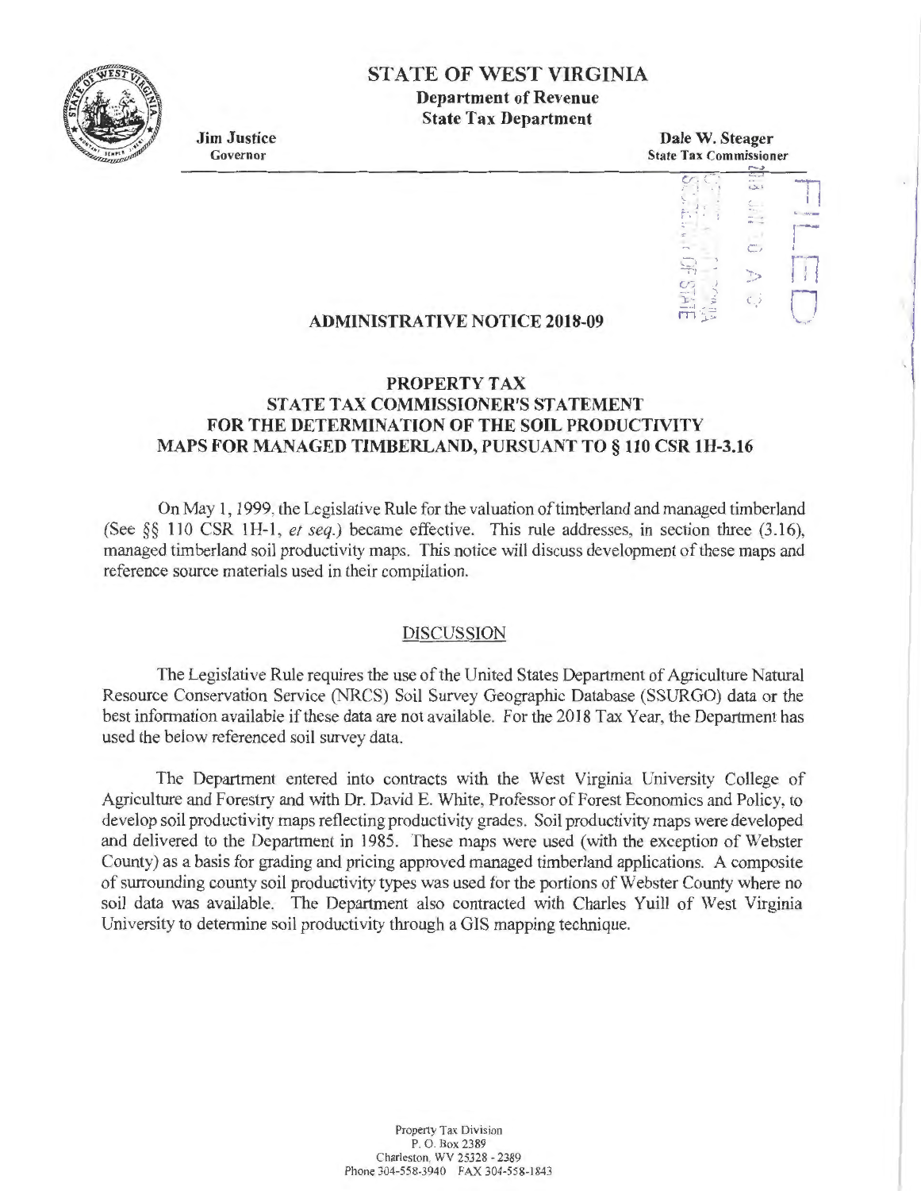# STATE OF WEST VIRGINIA

**Department of Revenue**

**State Tax Department**

**Jim Justice**
Governor

**Dale W. Steager**
State Tax Commissioner

FILED

## ADMINISTRATIVE NOTICE 2018-09

### PROPERTY TAX
### STATE TAX COMMISSIONER'S STATEMENT FOR THE DETERMINATION OF THE SOIL PRODUCTIVITY MAPS FOR MANAGED TIMBERLAND, PURSUANT TO § 110 CSR 1H-3.16

On May 1, 1999, the Legislative Rule for the valuation of timberland and managed timberland (See §§ 110 CSR 1H-1, *et seq.*) became effective. This rule addresses, in section three (3.16), managed timberland soil productivity maps. This notice will discuss development of these maps and reference source materials used in their compilation.

#### DISCUSSION

The Legislative Rule requires the use of the United States Department of Agriculture Natural Resource Conservation Service (NRCS) Soil Survey Geographic Database (SSURGO) data or the best information available if these data are not available. For the 2018 Tax Year, the Department has used the below referenced soil survey data.

The Department entered into contracts with the West Virginia University College of Agriculture and Forestry and with Dr. David E. White, Professor of Forest Economics and Policy, to develop soil productivity maps reflecting productivity grades. Soil productivity maps were developed and delivered to the Department in 1985. These maps were used (with the exception of Webster County) as a basis for grading and pricing approved managed timberland applications. A composite of surrounding county soil productivity types was used for the portions of Webster County where no soil data was available. The Department also contracted with Charles Yuill of West Virginia University to determine soil productivity through a GIS mapping technique.

Property Tax Division
P. O. Box 2389
Charleston, WV 25328 - 2389
Phone 304-558-3940 FAX 304-558-1843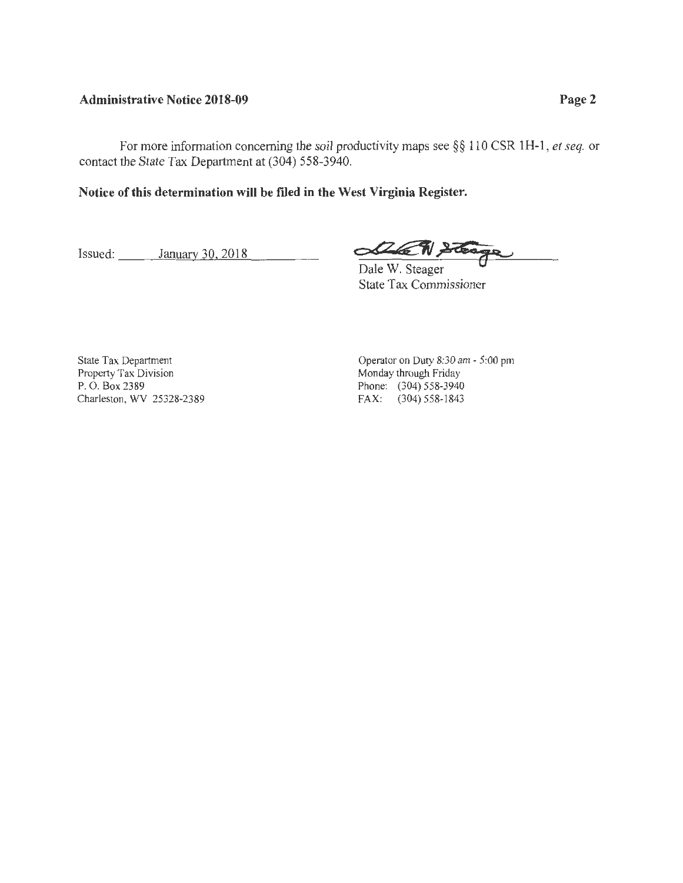For more information concerning the soil productivity maps see §§ 110 CSR 1H-1, *et seq.* or contact the State Tax Department at (304) 558-3940.

**Notice of this determination will be filed in the West Virginia Register.**

Issued: January 30, 2018

Dale W. Steager
State Tax Commissioner

State Tax Department
Property Tax Division
P. O. Box 2389
Charleston, WV 25328-2389

Operator on Duty 8:30 am - 5:00 pm
Monday through Friday
Phone: (304) 558-3940
FAX: (304) 558-1843